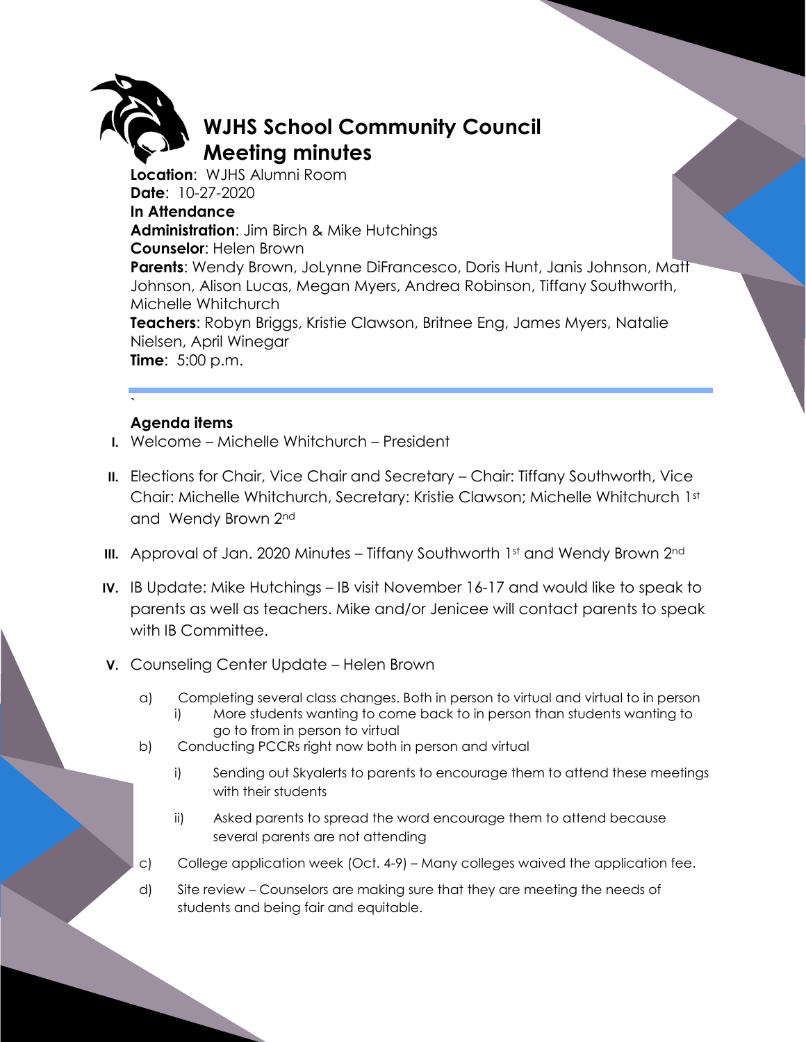# WJHS School Community Council Meeting minutes

**Location**: WJHS Alumni Room
**Date**: 10-27-2020
**In Attendance**
**Administration**: Jim Birch & Mike Hutchings
**Counselor**: Helen Brown
**Parents**: Wendy Brown, JoLynne DiFrancesco, Doris Hunt, Janis Johnson, Matt Johnson, Alison Lucas, Megan Myers, Andrea Robinson, Tiffany Southworth, Michelle Whitchurch
**Teachers**: Robyn Briggs, Kristie Clawson, Britnee Eng, James Myers, Natalie Nielsen, April Winegar
**Time**: 5:00 p.m.

---

`

**Agenda items**

I. Welcome – Michelle Whitchurch – President

II. Elections for Chair, Vice Chair and Secretary – Chair: Tiffany Southworth, Vice Chair: Michelle Whitchurch, Secretary: Kristie Clawson; Michelle Whitchurch 1st and Wendy Brown 2nd

III. Approval of Jan. 2020 Minutes – Tiffany Southworth 1st and Wendy Brown 2nd

IV. IB Update: Mike Hutchings – IB visit November 16-17 and would like to speak to parents as well as teachers. Mike and/or Jenicee will contact parents to speak with IB Committee.

V. Counseling Center Update – Helen Brown

a) Completing several class changes. Both in person to virtual and virtual to in person
   i) More students wanting to come back to in person than students wanting to go to from in person to virtual

b) Conducting PCCRs right now both in person and virtual
   i) Sending out Skyalerts to parents to encourage them to attend these meetings with their students
   ii) Asked parents to spread the word encourage them to attend because several parents are not attending

c) College application week (Oct. 4-9) – Many colleges waived the application fee.

d) Site review – Counselors are making sure that they are meeting the needs of students and being fair and equitable.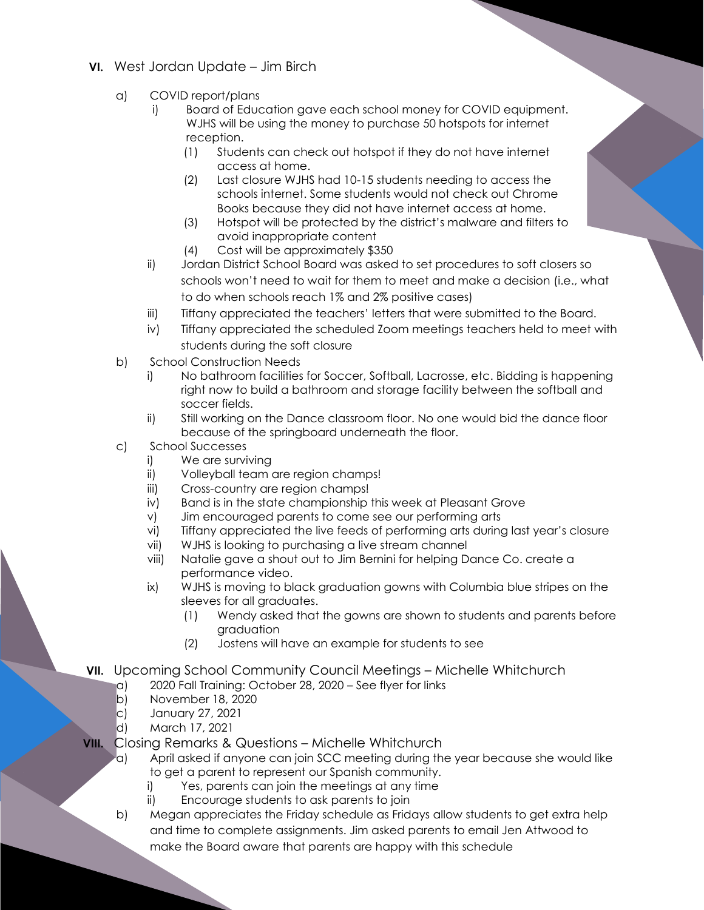**VI.** West Jordan Update – Jim Birch

- a) COVID report/plans
    - i) Board of Education gave each school money for COVID equipment. WJHS will be using the money to purchase 50 hotspots for internet reception.
        - (1) Students can check out hotspot if they do not have internet access at home.
        - (2) Last closure WJHS had 10-15 students needing to access the schools internet. Some students would not check out Chrome Books because they did not have internet access at home.
        - (3) Hotspot will be protected by the district's malware and filters to avoid inappropriate content
        - (4) Cost will be approximately $350
    - ii) Jordan District School Board was asked to set procedures to soft closers so schools won't need to wait for them to meet and make a decision (i.e., what to do when schools reach 1% and 2% positive cases)
    - iii) Tiffany appreciated the teachers' letters that were submitted to the Board.
    - iv) Tiffany appreciated the scheduled Zoom meetings teachers held to meet with students during the soft closure
- b) School Construction Needs
    - i) No bathroom facilities for Soccer, Softball, Lacrosse, etc. Bidding is happening right now to build a bathroom and storage facility between the softball and soccer fields.
    - ii) Still working on the Dance classroom floor. No one would bid the dance floor because of the springboard underneath the floor.
- c) School Successes
    - i) We are surviving
    - ii) Volleyball team are region champs!
    - iii) Cross-country are region champs!
    - iv) Band is in the state championship this week at Pleasant Grove
    - v) Jim encouraged parents to come see our performing arts
    - vi) Tiffany appreciated the live feeds of performing arts during last year's closure
    - vii) WJHS is looking to purchasing a live stream channel
    - viii) Natalie gave a shout out to Jim Bernini for helping Dance Co. create a performance video.
    - ix) WJHS is moving to black graduation gowns with Columbia blue stripes on the sleeves for all graduates.
        - (1) Wendy asked that the gowns are shown to students and parents before graduation
        - (2) Jostens will have an example for students to see

**VII.** Upcoming School Community Council Meetings – Michelle Whitchurch

- a) 2020 Fall Training: October 28, 2020 – See flyer for links
- b) November 18, 2020
- c) January 27, 2021
- d) March 17, 2021

**VIII.** Closing Remarks & Questions – Michelle Whitchurch

- a) April asked if anyone can join SCC meeting during the year because she would like to get a parent to represent our Spanish community.
    - i) Yes, parents can join the meetings at any time
    - ii) Encourage students to ask parents to join
- b) Megan appreciates the Friday schedule as Fridays allow students to get extra help and time to complete assignments. Jim asked parents to email Jen Attwood to make the Board aware that parents are happy with this schedule